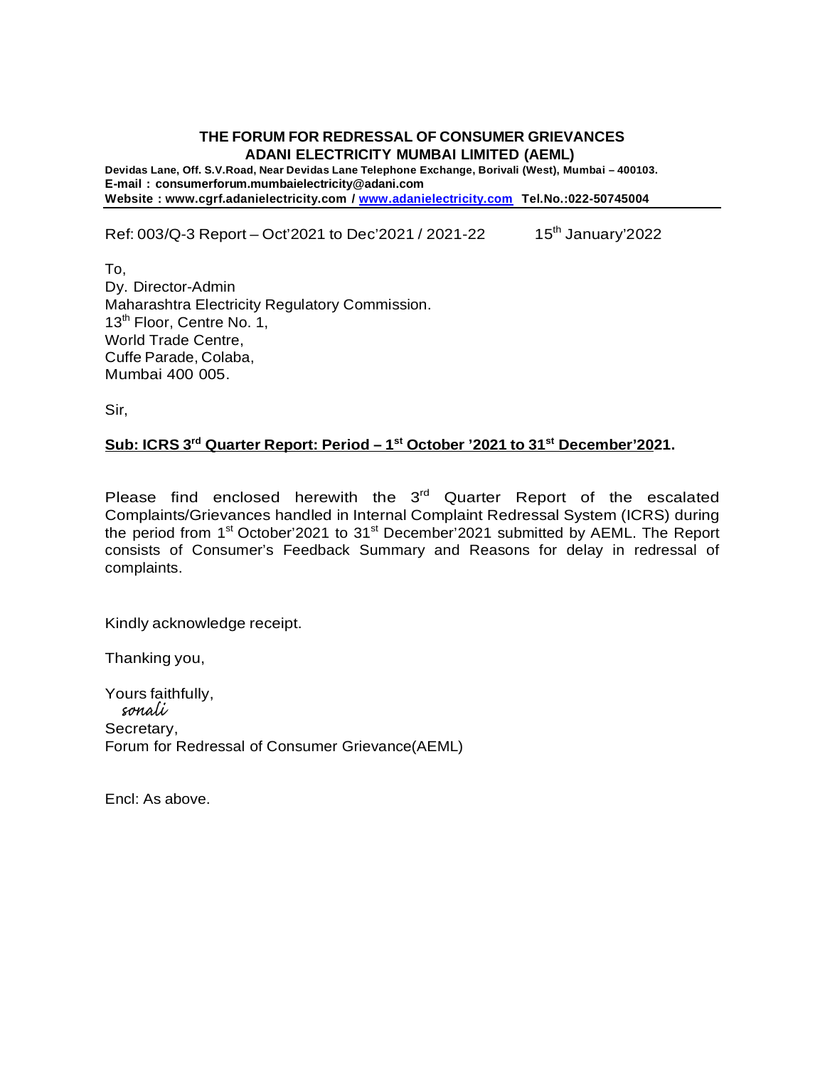**THE FORUM FOR REDRESSAL OF CONSUMER GRIEVANCES**
**ADANI ELECTRICITY MUMBAI LIMITED (AEML)**

**Devidas Lane, Off. S.V.Road, Near Devidas Lane Telephone Exchange, Borivali (West), Mumbai – 400103.**
**E-mail : consumerforum.mumbaielectricity@adani.com**
**Website : www.cgrf.adanielectricity.com / www.adanielectricity.com Tel.No.:022-50745004**

---

Ref: 003/Q-3 Report – Oct'2021 to Dec'2021 / 2021-22 15th January'2022

To,
Dy. Director-Admin
Maharashtra Electricity Regulatory Commission.
13th Floor, Centre No. 1,
World Trade Centre,
Cuffe Parade, Colaba,
Mumbai 400 005.

Sir,

**Sub: ICRS 3rd Quarter Report: Period – 1st October '2021 to 31st December'2021.**

Please find enclosed herewith the 3rd Quarter Report of the escalated Complaints/Grievances handled in Internal Complaint Redressal System (ICRS) during the period from 1st October'2021 to 31st December'2021 submitted by AEML. The Report consists of Consumer's Feedback Summary and Reasons for delay in redressal of complaints.

Kindly acknowledge receipt.

Thanking you,

Yours faithfully,
*sonali*
Secretary,
Forum for Redressal of Consumer Grievance(AEML)

Encl: As above.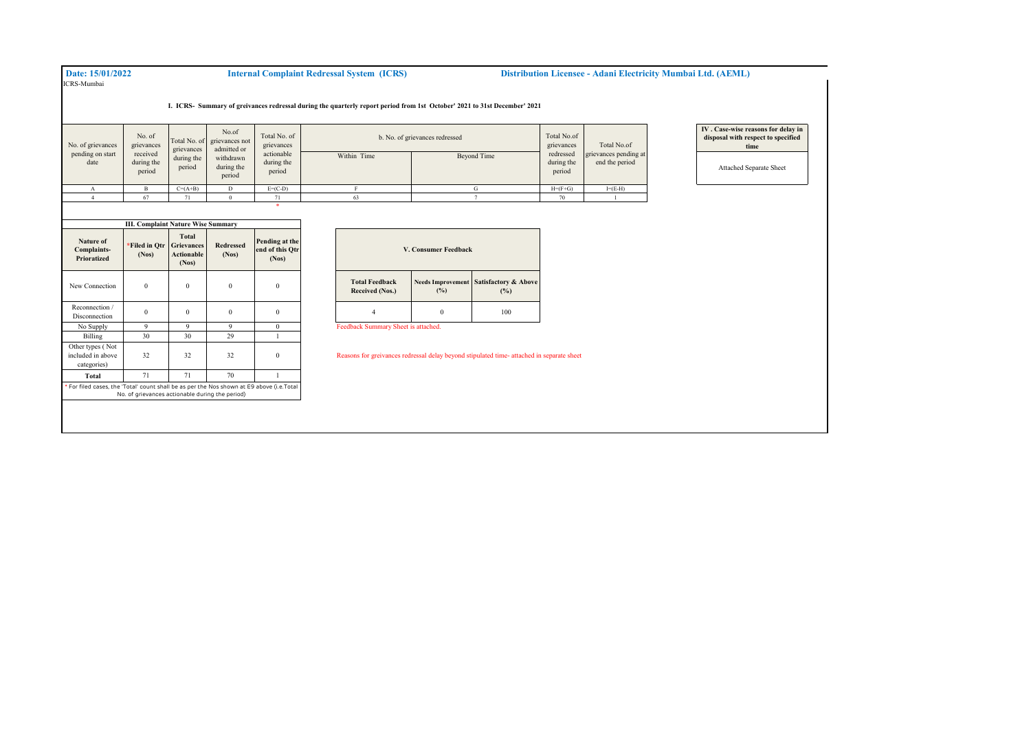**Date: 15/01/2022** **Internal Complaint Redressal System (ICRS)** **Distribution Licensee - Adani Electricity Mumbai Ltd. (AEML)**

ICRS-Mumbai

**I. ICRS- Summary of greivances redressal during the quarterly report period from 1st October' 2021 to 31st December' 2021**

| No. of grievances pending on start date | No. of grievances received during the period | Total No. of grievances during the period | No.of grievances not admitted or withdrawn during the period | Total No. of grievances actionable during the period | b. No. of grievances redressed | | Total No.of grievances redressed during the period | Total No.of grievances pending at end the period |
|---|---|---|---|---|---|---|---|---|
| | | | | | Within Time | Beyond Time | | |
| A | B | C=(A+B) | D | E=(C-D) | F | G | H=(F+G) | I=(E-H) |
| 4 | 67 | 71 | 0 | 71 | 63 | 7 | 70 | 1 |

*

| IV . Case-wise reasons for delay in disposal with respect to specified time |
|---|
| Attached Separate Sheet |

| III. Complaint Nature Wise Summary | | | | |
|---|---|---|---|---|
| **Nature of Complaints-Priorazited** | ***Filed in Qtr (Nos)** | **Total Grievances Actionable (Nos)** | **Redressed (Nos)** | **Pending at the end of this Qtr (Nos)** |
| New Connection | 0 | 0 | 0 | 0 |
| Reconnection / Disconnection | 0 | 0 | 0 | 0 |
| No Supply | 9 | 9 | 9 | 0 |
| Billing | 30 | 30 | 29 | 1 |
| Other types ( Not included in above categories) | 32 | 32 | 32 | 0 |
| **Total** | 71 | 71 | 70 | 1 |

* For filed cases, the 'Total' count shall be as per the Nos shown at E9 above (i.e.Total No. of grievances actionable during the period)

| V. Consumer Feedback | | |
|---|---|---|
| **Total Feedback Received (Nos.)** | **Needs Improvement (%)** | **Satisfactory & Above (%)** |
| 4 | 0 | 100 |

Feedback Summary Sheet is attached.

Reasons for greivances redressal delay beyond stipulated time- attached in separate sheet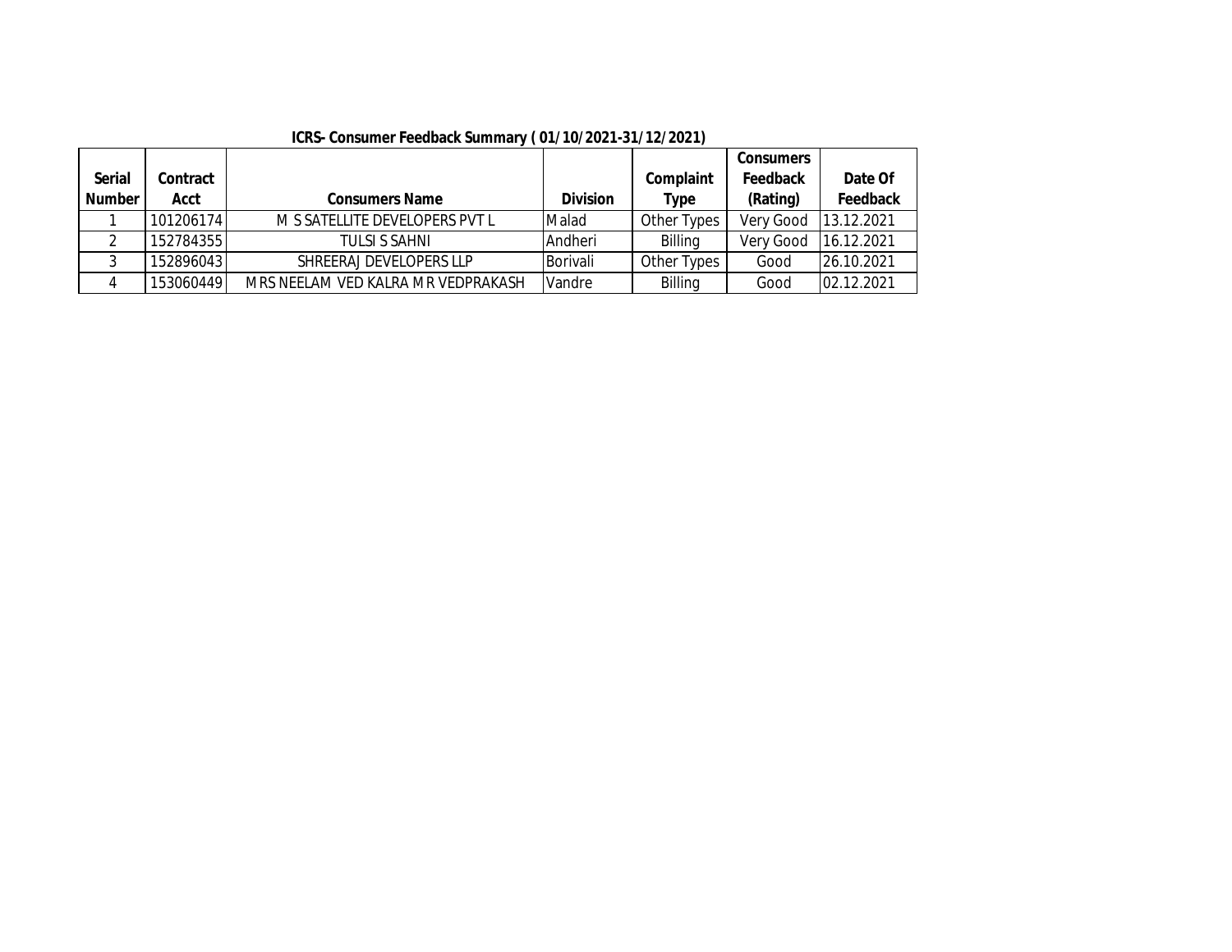ICRS- Consumer Feedback Summary ( 01/10/2021-31/12/2021)

| Serial Number | Contract Acct | Consumers Name | Division | Complaint Type | Consumers Feedback (Rating) | Date Of Feedback |
|---|---|---|---|---|---|---|
| 1 | 101206174 | M S SATELLITE DEVELOPERS PVT L | Malad | Other Types | Very Good | 13.12.2021 |
| 2 | 152784355 | TULSI S SAHNI | Andheri | Billing | Very Good | 16.12.2021 |
| 3 | 152896043 | SHREERAJ DEVELOPERS LLP | Borivali | Other Types | Good | 26.10.2021 |
| 4 | 153060449 | MRS NEELAM VED KALRA MR VEDPRAKASH | Vandre | Billing | Good | 02.12.2021 |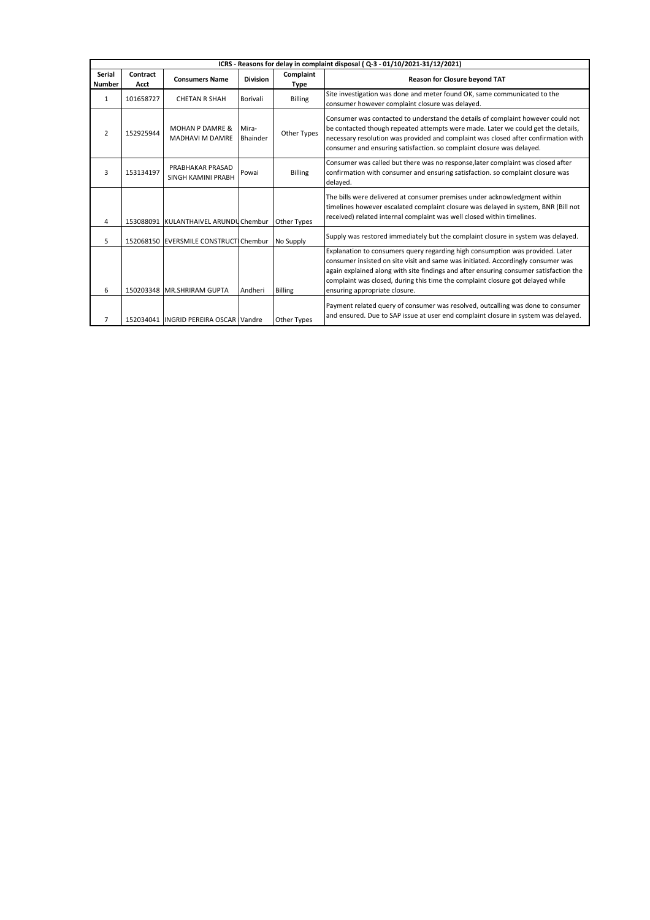| ICRS - Reasons for delay in complaint disposal ( Q-3 - 01/10/2021-31/12/2021) | | | | | |
|---|---|---|---|---|---|
| **Serial Number** | **Contract Acct** | **Consumers Name** | **Division** | **Complaint Type** | **Reason for Closure beyond TAT** |
| 1 | 101658727 | CHETAN R SHAH | Borivali | Billing | Site investigation was done and meter found OK, same communicated to the consumer however complaint closure was delayed. |
| 2 | 152925944 | MOHAN P DAMRE & MADHAVI M DAMRE | Mira-Bhainder | Other Types | Consumer was contacted to understand the details of complaint however could not be contacted though repeated attempts were made. Later we could get the details, necessary resolution was provided and complaint was closed after confirmation with consumer and ensuring satisfaction. so complaint closure was delayed. |
| 3 | 153134197 | PRABHAKAR PRASAD SINGH KAMINI PRABH | Powai | Billing | Consumer was called but there was no response,later complaint was closed after confirmation with consumer and ensuring satisfaction. so complaint closure was delayed. |
| 4 | 153088091 | KULANTHAIVEL ARUNDU | Chembur | Other Types | The bills were delivered at consumer premises under acknowledgment within timelines however escalated complaint closure was delayed in system, BNR (Bill not received) related internal complaint was well closed within timelines. |
| 5 | 152068150 | EVERSMILE CONSTRUCT | Chembur | No Supply | Supply was restored immediately but the complaint closure in system was delayed. |
| 6 | 150203348 | MR.SHRIRAM GUPTA | Andheri | Billing | Explanation to consumers query regarding high consumption was provided. Later consumer insisted on site visit and same was initiated. Accordingly consumer was again explained along with site findings and after ensuring consumer satisfaction the complaint was closed, during this time the complaint closure got delayed while ensuring appropriate closure. |
| 7 | 152034041 | INGRID PEREIRA OSCAR | Vandre | Other Types | Payment related query of consumer was resolved, outcalling was done to consumer and ensured. Due to SAP issue at user end complaint closure in system was delayed. |